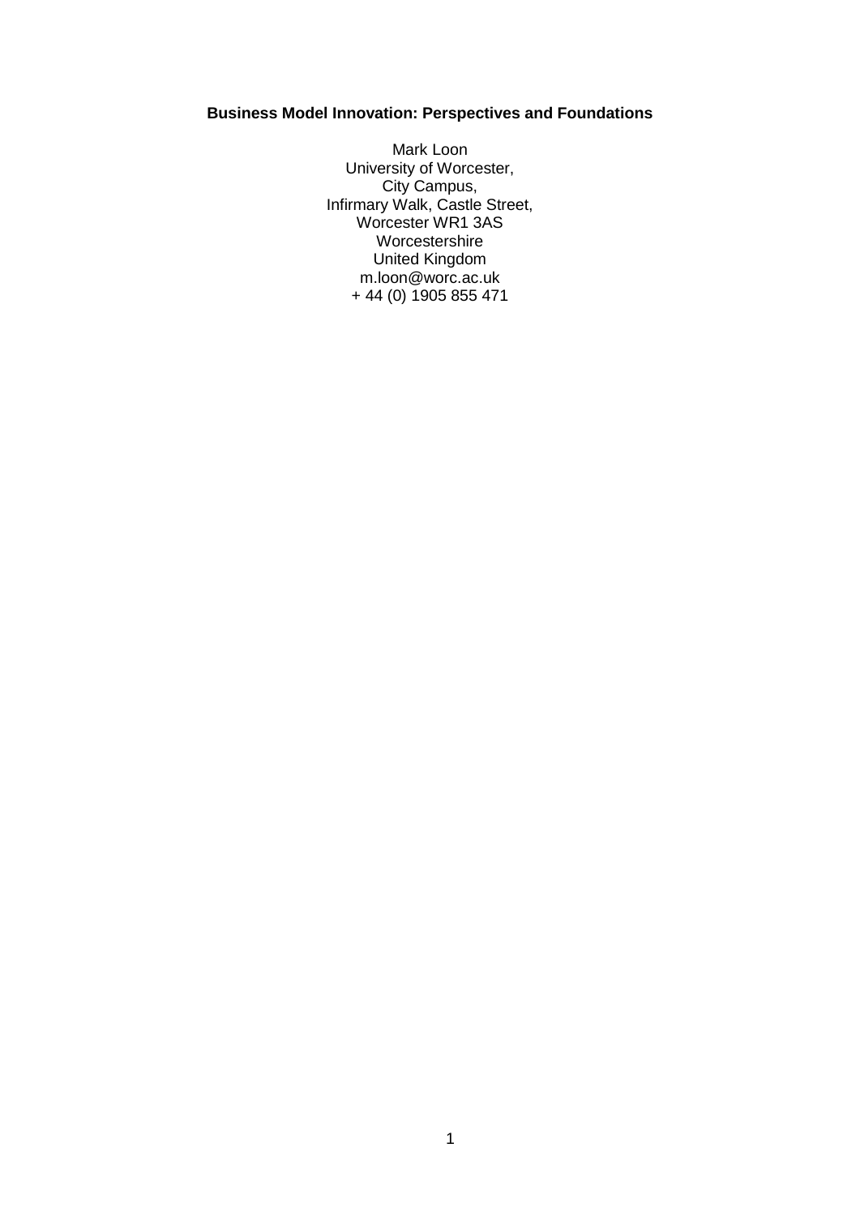# Business Model Innovation: Perspectives and Foundations

Mark Loon
University of Worcester,
City Campus,
Infirmary Walk, Castle Street,
Worcester WR1 3AS
Worcestershire
United Kingdom
m.loon@worc.ac.uk
+ 44 (0) 1905 855 471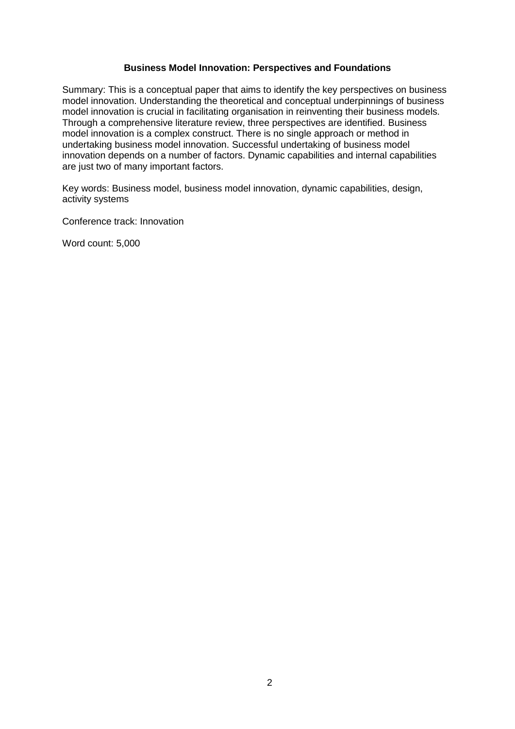# Business Model Innovation: Perspectives and Foundations

Summary: This is a conceptual paper that aims to identify the key perspectives on business model innovation. Understanding the theoretical and conceptual underpinnings of business model innovation is crucial in facilitating organisation in reinventing their business models. Through a comprehensive literature review, three perspectives are identified. Business model innovation is a complex construct. There is no single approach or method in undertaking business model innovation. Successful undertaking of business model innovation depends on a number of factors. Dynamic capabilities and internal capabilities are just two of many important factors.

Key words: Business model, business model innovation, dynamic capabilities, design, activity systems

Conference track: Innovation

Word count: 5,000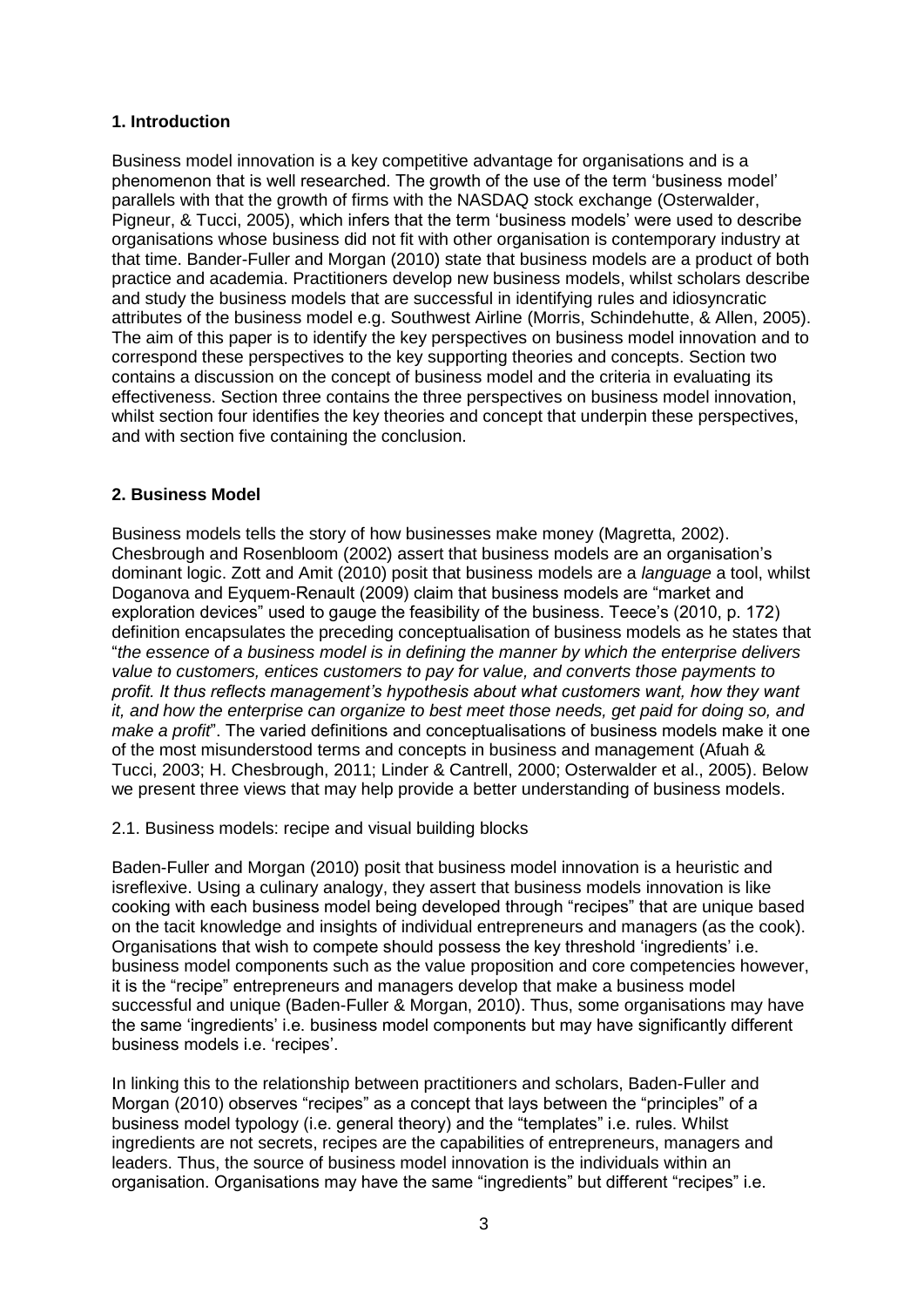## 1. Introduction

Business model innovation is a key competitive advantage for organisations and is a phenomenon that is well researched. The growth of the use of the term 'business model' parallels with that the growth of firms with the NASDAQ stock exchange (Osterwalder, Pigneur, & Tucci, 2005), which infers that the term 'business models' were used to describe organisations whose business did not fit with other organisation is contemporary industry at that time. Bander-Fuller and Morgan (2010) state that business models are a product of both practice and academia. Practitioners develop new business models, whilst scholars describe and study the business models that are successful in identifying rules and idiosyncratic attributes of the business model e.g. Southwest Airline (Morris, Schindehutte, & Allen, 2005). The aim of this paper is to identify the key perspectives on business model innovation and to correspond these perspectives to the key supporting theories and concepts. Section two contains a discussion on the concept of business model and the criteria in evaluating its effectiveness. Section three contains the three perspectives on business model innovation, whilst section four identifies the key theories and concept that underpin these perspectives, and with section five containing the conclusion.

## 2. Business Model

Business models tells the story of how businesses make money (Magretta, 2002). Chesbrough and Rosenbloom (2002) assert that business models are an organisation's dominant logic. Zott and Amit (2010) posit that business models are a *language* a tool, whilst Doganova and Eyquem-Renault (2009) claim that business models are "market and exploration devices" used to gauge the feasibility of the business. Teece's (2010, p. 172) definition encapsulates the preceding conceptualisation of business models as he states that "*the essence of a business model is in defining the manner by which the enterprise delivers value to customers, entices customers to pay for value, and converts those payments to profit. It thus reflects management's hypothesis about what customers want, how they want it, and how the enterprise can organize to best meet those needs, get paid for doing so, and make a profit*". The varied definitions and conceptualisations of business models make it one of the most misunderstood terms and concepts in business and management (Afuah & Tucci, 2003; H. Chesbrough, 2011; Linder & Cantrell, 2000; Osterwalder et al., 2005). Below we present three views that may help provide a better understanding of business models.

### 2.1. Business models: recipe and visual building blocks

Baden-Fuller and Morgan (2010) posit that business model innovation is a heuristic and isreflexive. Using a culinary analogy, they assert that business models innovation is like cooking with each business model being developed through "recipes" that are unique based on the tacit knowledge and insights of individual entrepreneurs and managers (as the cook). Organisations that wish to compete should possess the key threshold 'ingredients' i.e. business model components such as the value proposition and core competencies however, it is the "recipe" entrepreneurs and managers develop that make a business model successful and unique (Baden-Fuller & Morgan, 2010). Thus, some organisations may have the same 'ingredients' i.e. business model components but may have significantly different business models i.e. 'recipes'.

In linking this to the relationship between practitioners and scholars, Baden-Fuller and Morgan (2010) observes "recipes" as a concept that lays between the "principles" of a business model typology (i.e. general theory) and the "templates" i.e. rules. Whilst ingredients are not secrets, recipes are the capabilities of entrepreneurs, managers and leaders. Thus, the source of business model innovation is the individuals within an organisation. Organisations may have the same "ingredients" but different "recipes" i.e.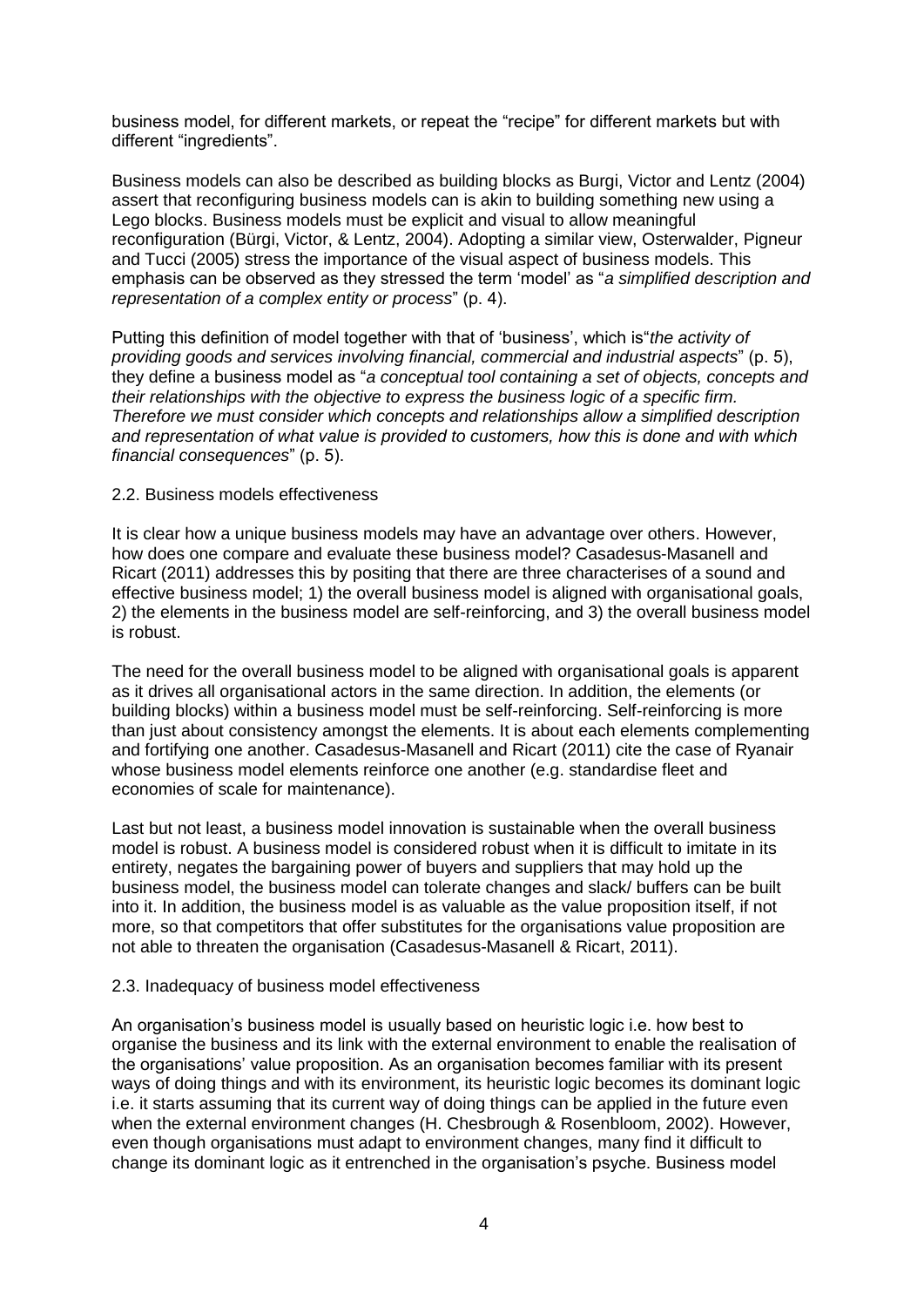business model, for different markets, or repeat the "recipe" for different markets but with different "ingredients".

Business models can also be described as building blocks as Burgi, Victor and Lentz (2004) assert that reconfiguring business models can is akin to building something new using a Lego blocks. Business models must be explicit and visual to allow meaningful reconfiguration (Bürgi, Victor, & Lentz, 2004). Adopting a similar view, Osterwalder, Pigneur and Tucci (2005) stress the importance of the visual aspect of business models. This emphasis can be observed as they stressed the term 'model' as "*a simplified description and representation of a complex entity or process*" (p. 4).

Putting this definition of model together with that of 'business', which is"*the activity of providing goods and services involving financial, commercial and industrial aspects*" (p. 5), they define a business model as "*a conceptual tool containing a set of objects, concepts and their relationships with the objective to express the business logic of a specific firm. Therefore we must consider which concepts and relationships allow a simplified description and representation of what value is provided to customers, how this is done and with which financial consequences*" (p. 5).

### 2.2. Business models effectiveness

It is clear how a unique business models may have an advantage over others. However, how does one compare and evaluate these business model? Casadesus-Masanell and Ricart (2011) addresses this by positing that there are three characterises of a sound and effective business model; 1) the overall business model is aligned with organisational goals, 2) the elements in the business model are self-reinforcing, and 3) the overall business model is robust.

The need for the overall business model to be aligned with organisational goals is apparent as it drives all organisational actors in the same direction. In addition, the elements (or building blocks) within a business model must be self-reinforcing. Self-reinforcing is more than just about consistency amongst the elements. It is about each elements complementing and fortifying one another. Casadesus-Masanell and Ricart (2011) cite the case of Ryanair whose business model elements reinforce one another (e.g. standardise fleet and economies of scale for maintenance).

Last but not least, a business model innovation is sustainable when the overall business model is robust. A business model is considered robust when it is difficult to imitate in its entirety, negates the bargaining power of buyers and suppliers that may hold up the business model, the business model can tolerate changes and slack/ buffers can be built into it. In addition, the business model is as valuable as the value proposition itself, if not more, so that competitors that offer substitutes for the organisations value proposition are not able to threaten the organisation (Casadesus-Masanell & Ricart, 2011).

### 2.3. Inadequacy of business model effectiveness

An organisation's business model is usually based on heuristic logic i.e. how best to organise the business and its link with the external environment to enable the realisation of the organisations' value proposition. As an organisation becomes familiar with its present ways of doing things and with its environment, its heuristic logic becomes its dominant logic i.e. it starts assuming that its current way of doing things can be applied in the future even when the external environment changes (H. Chesbrough & Rosenbloom, 2002). However, even though organisations must adapt to environment changes, many find it difficult to change its dominant logic as it entrenched in the organisation's psyche. Business model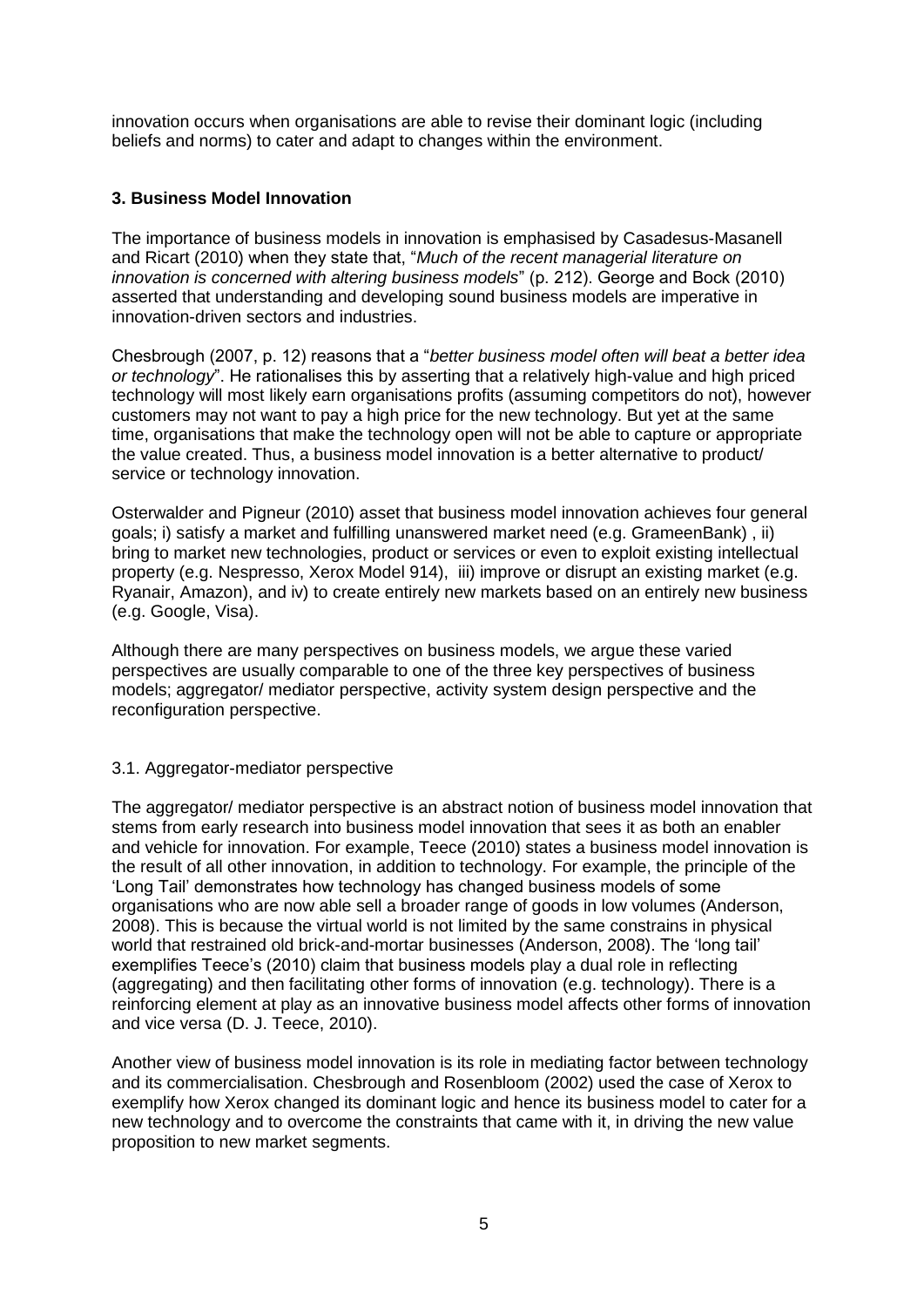innovation occurs when organisations are able to revise their dominant logic (including beliefs and norms) to cater and adapt to changes within the environment.

### 3. Business Model Innovation

The importance of business models in innovation is emphasised by Casadesus-Masanell and Ricart (2010) when they state that, "*Much of the recent managerial literature on innovation is concerned with altering business models*" (p. 212). George and Bock (2010) asserted that understanding and developing sound business models are imperative in innovation-driven sectors and industries.

Chesbrough (2007, p. 12) reasons that a "*better business model often will beat a better idea or technology*". He rationalises this by asserting that a relatively high-value and high priced technology will most likely earn organisations profits (assuming competitors do not), however customers may not want to pay a high price for the new technology. But yet at the same time, organisations that make the technology open will not be able to capture or appropriate the value created. Thus, a business model innovation is a better alternative to product/ service or technology innovation.

Osterwalder and Pigneur (2010) asset that business model innovation achieves four general goals; i) satisfy a market and fulfilling unanswered market need (e.g. GrameenBank) , ii) bring to market new technologies, product or services or even to exploit existing intellectual property (e.g. Nespresso, Xerox Model 914), iii) improve or disrupt an existing market (e.g. Ryanair, Amazon), and iv) to create entirely new markets based on an entirely new business (e.g. Google, Visa).

Although there are many perspectives on business models, we argue these varied perspectives are usually comparable to one of the three key perspectives of business models; aggregator/ mediator perspective, activity system design perspective and the reconfiguration perspective.

#### 3.1. Aggregator-mediator perspective

The aggregator/ mediator perspective is an abstract notion of business model innovation that stems from early research into business model innovation that sees it as both an enabler and vehicle for innovation. For example, Teece (2010) states a business model innovation is the result of all other innovation, in addition to technology. For example, the principle of the 'Long Tail' demonstrates how technology has changed business models of some organisations who are now able sell a broader range of goods in low volumes (Anderson, 2008). This is because the virtual world is not limited by the same constrains in physical world that restrained old brick-and-mortar businesses (Anderson, 2008). The 'long tail' exemplifies Teece's (2010) claim that business models play a dual role in reflecting (aggregating) and then facilitating other forms of innovation (e.g. technology). There is a reinforcing element at play as an innovative business model affects other forms of innovation and vice versa (D. J. Teece, 2010).

Another view of business model innovation is its role in mediating factor between technology and its commercialisation. Chesbrough and Rosenbloom (2002) used the case of Xerox to exemplify how Xerox changed its dominant logic and hence its business model to cater for a new technology and to overcome the constraints that came with it, in driving the new value proposition to new market segments.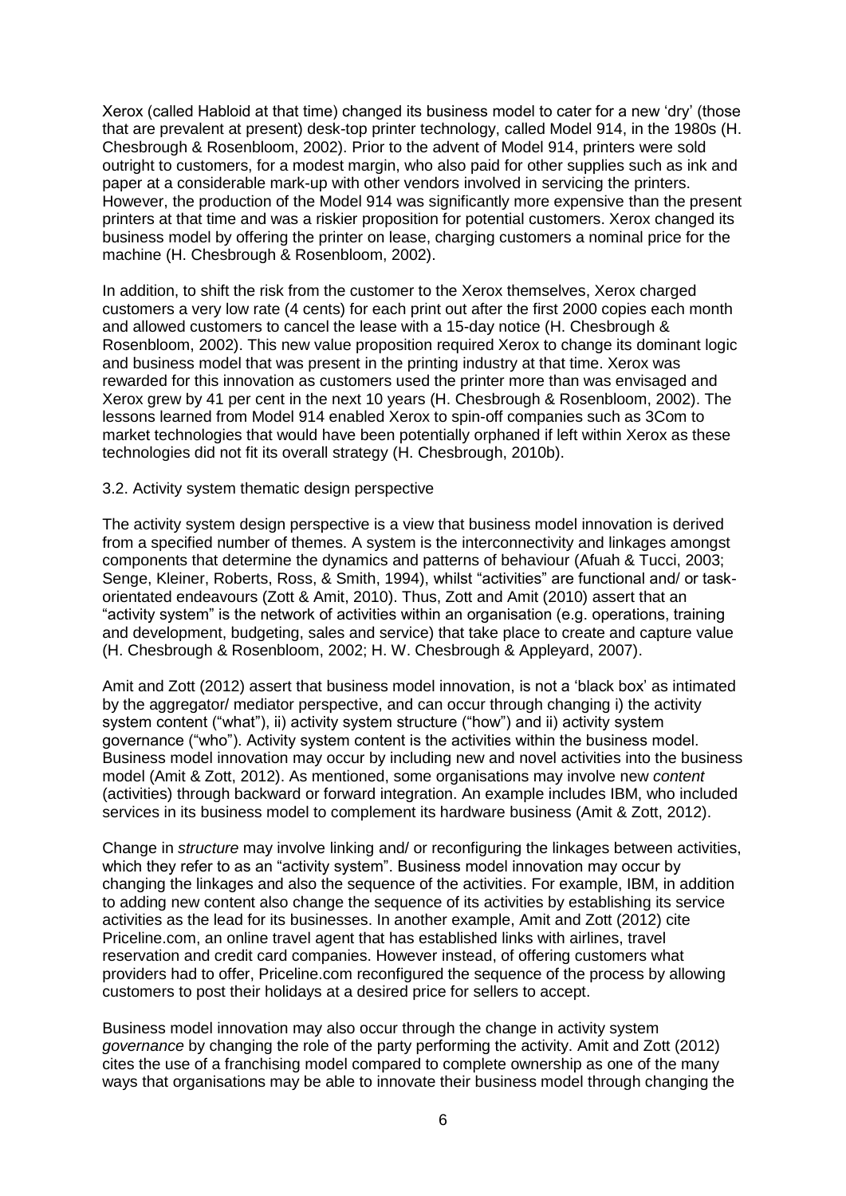Xerox (called Habloid at that time) changed its business model to cater for a new 'dry' (those that are prevalent at present) desk-top printer technology, called Model 914, in the 1980s (H. Chesbrough & Rosenbloom, 2002). Prior to the advent of Model 914, printers were sold outright to customers, for a modest margin, who also paid for other supplies such as ink and paper at a considerable mark-up with other vendors involved in servicing the printers. However, the production of the Model 914 was significantly more expensive than the present printers at that time and was a riskier proposition for potential customers. Xerox changed its business model by offering the printer on lease, charging customers a nominal price for the machine (H. Chesbrough & Rosenbloom, 2002).

In addition, to shift the risk from the customer to the Xerox themselves, Xerox charged customers a very low rate (4 cents) for each print out after the first 2000 copies each month and allowed customers to cancel the lease with a 15-day notice (H. Chesbrough & Rosenbloom, 2002). This new value proposition required Xerox to change its dominant logic and business model that was present in the printing industry at that time. Xerox was rewarded for this innovation as customers used the printer more than was envisaged and Xerox grew by 41 per cent in the next 10 years (H. Chesbrough & Rosenbloom, 2002). The lessons learned from Model 914 enabled Xerox to spin-off companies such as 3Com to market technologies that would have been potentially orphaned if left within Xerox as these technologies did not fit its overall strategy (H. Chesbrough, 2010b).

### 3.2. Activity system thematic design perspective

The activity system design perspective is a view that business model innovation is derived from a specified number of themes. A system is the interconnectivity and linkages amongst components that determine the dynamics and patterns of behaviour (Afuah & Tucci, 2003; Senge, Kleiner, Roberts, Ross, & Smith, 1994), whilst "activities" are functional and/ or task-orientated endeavours (Zott & Amit, 2010). Thus, Zott and Amit (2010) assert that an "activity system" is the network of activities within an organisation (e.g. operations, training and development, budgeting, sales and service) that take place to create and capture value (H. Chesbrough & Rosenbloom, 2002; H. W. Chesbrough & Appleyard, 2007).

Amit and Zott (2012) assert that business model innovation, is not a 'black box' as intimated by the aggregator/ mediator perspective, and can occur through changing i) the activity system content ("what"), ii) activity system structure ("how") and ii) activity system governance ("who"). Activity system content is the activities within the business model. Business model innovation may occur by including new and novel activities into the business model (Amit & Zott, 2012). As mentioned, some organisations may involve new *content* (activities) through backward or forward integration. An example includes IBM, who included services in its business model to complement its hardware business (Amit & Zott, 2012).

Change in *structure* may involve linking and/ or reconfiguring the linkages between activities, which they refer to as an "activity system". Business model innovation may occur by changing the linkages and also the sequence of the activities. For example, IBM, in addition to adding new content also change the sequence of its activities by establishing its service activities as the lead for its businesses. In another example, Amit and Zott (2012) cite Priceline.com, an online travel agent that has established links with airlines, travel reservation and credit card companies. However instead, of offering customers what providers had to offer, Priceline.com reconfigured the sequence of the process by allowing customers to post their holidays at a desired price for sellers to accept.

Business model innovation may also occur through the change in activity system *governance* by changing the role of the party performing the activity. Amit and Zott (2012) cites the use of a franchising model compared to complete ownership as one of the many ways that organisations may be able to innovate their business model through changing the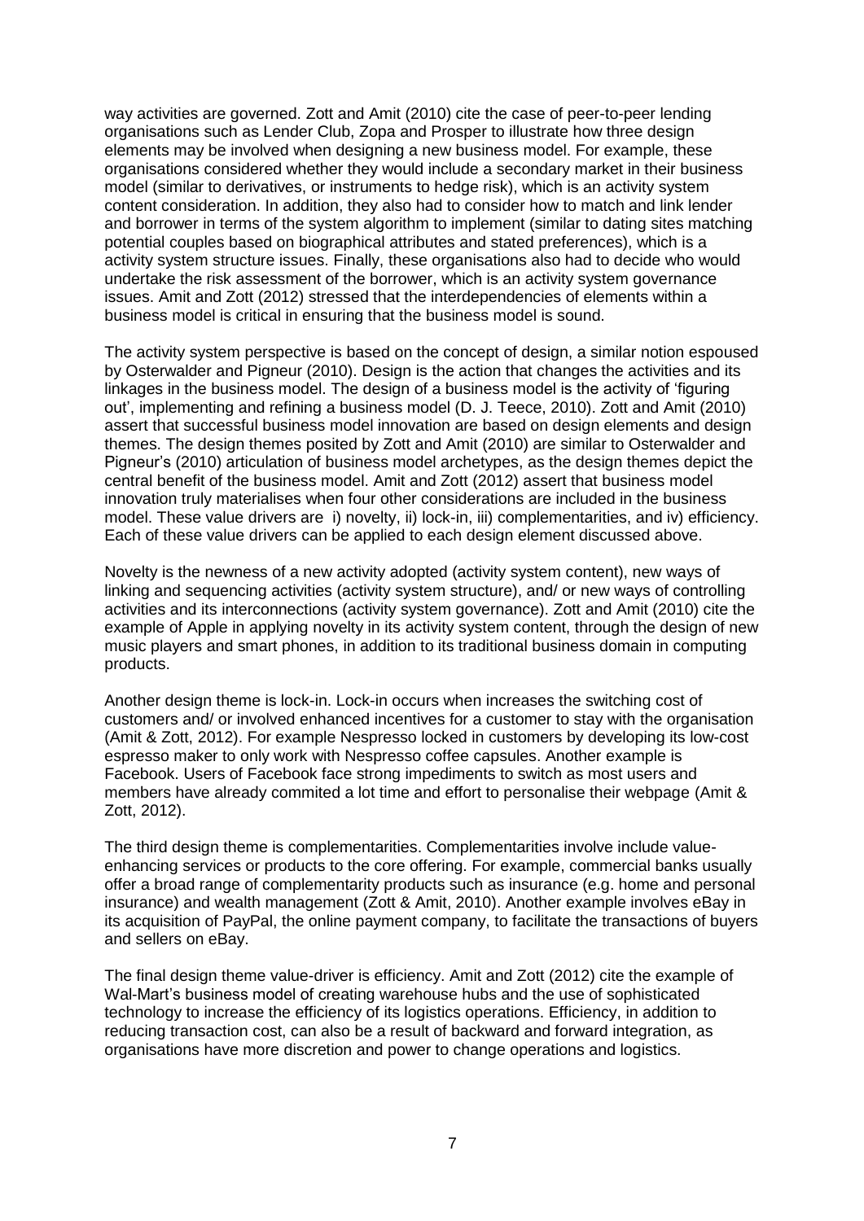way activities are governed. Zott and Amit (2010) cite the case of peer-to-peer lending organisations such as Lender Club, Zopa and Prosper to illustrate how three design elements may be involved when designing a new business model. For example, these organisations considered whether they would include a secondary market in their business model (similar to derivatives, or instruments to hedge risk), which is an activity system content consideration. In addition, they also had to consider how to match and link lender and borrower in terms of the system algorithm to implement (similar to dating sites matching potential couples based on biographical attributes and stated preferences), which is a activity system structure issues. Finally, these organisations also had to decide who would undertake the risk assessment of the borrower, which is an activity system governance issues. Amit and Zott (2012) stressed that the interdependencies of elements within a business model is critical in ensuring that the business model is sound.

The activity system perspective is based on the concept of design, a similar notion espoused by Osterwalder and Pigneur (2010). Design is the action that changes the activities and its linkages in the business model. The design of a business model is the activity of 'figuring out', implementing and refining a business model (D. J. Teece, 2010). Zott and Amit (2010) assert that successful business model innovation are based on design elements and design themes. The design themes posited by Zott and Amit (2010) are similar to Osterwalder and Pigneur's (2010) articulation of business model archetypes, as the design themes depict the central benefit of the business model. Amit and Zott (2012) assert that business model innovation truly materialises when four other considerations are included in the business model. These value drivers are i) novelty, ii) lock-in, iii) complementarities, and iv) efficiency. Each of these value drivers can be applied to each design element discussed above.

Novelty is the newness of a new activity adopted (activity system content), new ways of linking and sequencing activities (activity system structure), and/ or new ways of controlling activities and its interconnections (activity system governance). Zott and Amit (2010) cite the example of Apple in applying novelty in its activity system content, through the design of new music players and smart phones, in addition to its traditional business domain in computing products.

Another design theme is lock-in. Lock-in occurs when increases the switching cost of customers and/ or involved enhanced incentives for a customer to stay with the organisation (Amit & Zott, 2012). For example Nespresso locked in customers by developing its low-cost espresso maker to only work with Nespresso coffee capsules. Another example is Facebook. Users of Facebook face strong impediments to switch as most users and members have already commited a lot time and effort to personalise their webpage (Amit & Zott, 2012).

The third design theme is complementarities. Complementarities involve include value-enhancing services or products to the core offering. For example, commercial banks usually offer a broad range of complementarity products such as insurance (e.g. home and personal insurance) and wealth management (Zott & Amit, 2010). Another example involves eBay in its acquisition of PayPal, the online payment company, to facilitate the transactions of buyers and sellers on eBay.

The final design theme value-driver is efficiency. Amit and Zott (2012) cite the example of Wal-Mart's business model of creating warehouse hubs and the use of sophisticated technology to increase the efficiency of its logistics operations. Efficiency, in addition to reducing transaction cost, can also be a result of backward and forward integration, as organisations have more discretion and power to change operations and logistics.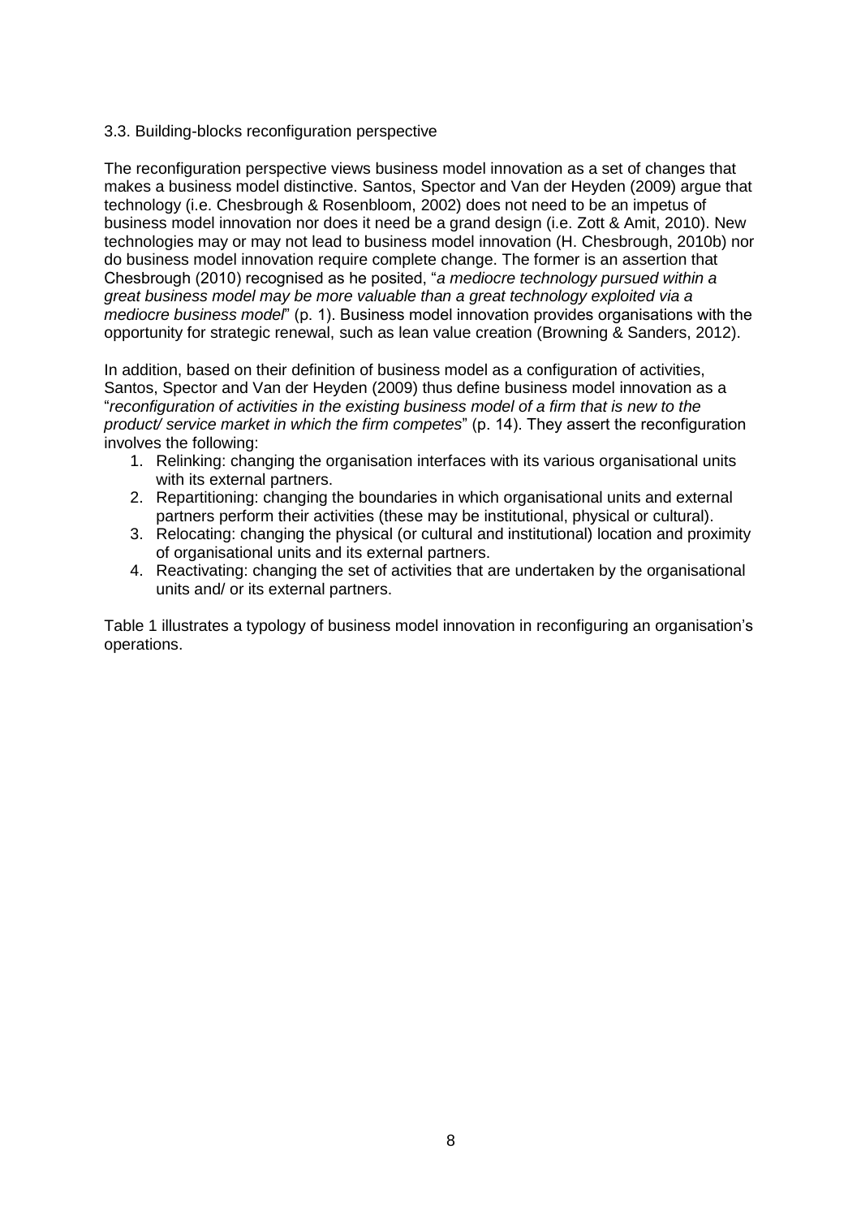### 3.3. Building-blocks reconfiguration perspective

The reconfiguration perspective views business model innovation as a set of changes that makes a business model distinctive. Santos, Spector and Van der Heyden (2009) argue that technology (i.e. Chesbrough & Rosenbloom, 2002) does not need to be an impetus of business model innovation nor does it need be a grand design (i.e. Zott & Amit, 2010). New technologies may or may not lead to business model innovation (H. Chesbrough, 2010b) nor do business model innovation require complete change. The former is an assertion that Chesbrough (2010) recognised as he posited, "*a mediocre technology pursued within a great business model may be more valuable than a great technology exploited via a mediocre business model*" (p. 1). Business model innovation provides organisations with the opportunity for strategic renewal, such as lean value creation (Browning & Sanders, 2012).

In addition, based on their definition of business model as a configuration of activities, Santos, Spector and Van der Heyden (2009) thus define business model innovation as a "*reconfiguration of activities in the existing business model of a firm that is new to the product/ service market in which the firm competes*" (p. 14). They assert the reconfiguration involves the following:

1. Relinking: changing the organisation interfaces with its various organisational units with its external partners.
2. Repartitioning: changing the boundaries in which organisational units and external partners perform their activities (these may be institutional, physical or cultural).
3. Relocating: changing the physical (or cultural and institutional) location and proximity of organisational units and its external partners.
4. Reactivating: changing the set of activities that are undertaken by the organisational units and/ or its external partners.

Table 1 illustrates a typology of business model innovation in reconfiguring an organisation's operations.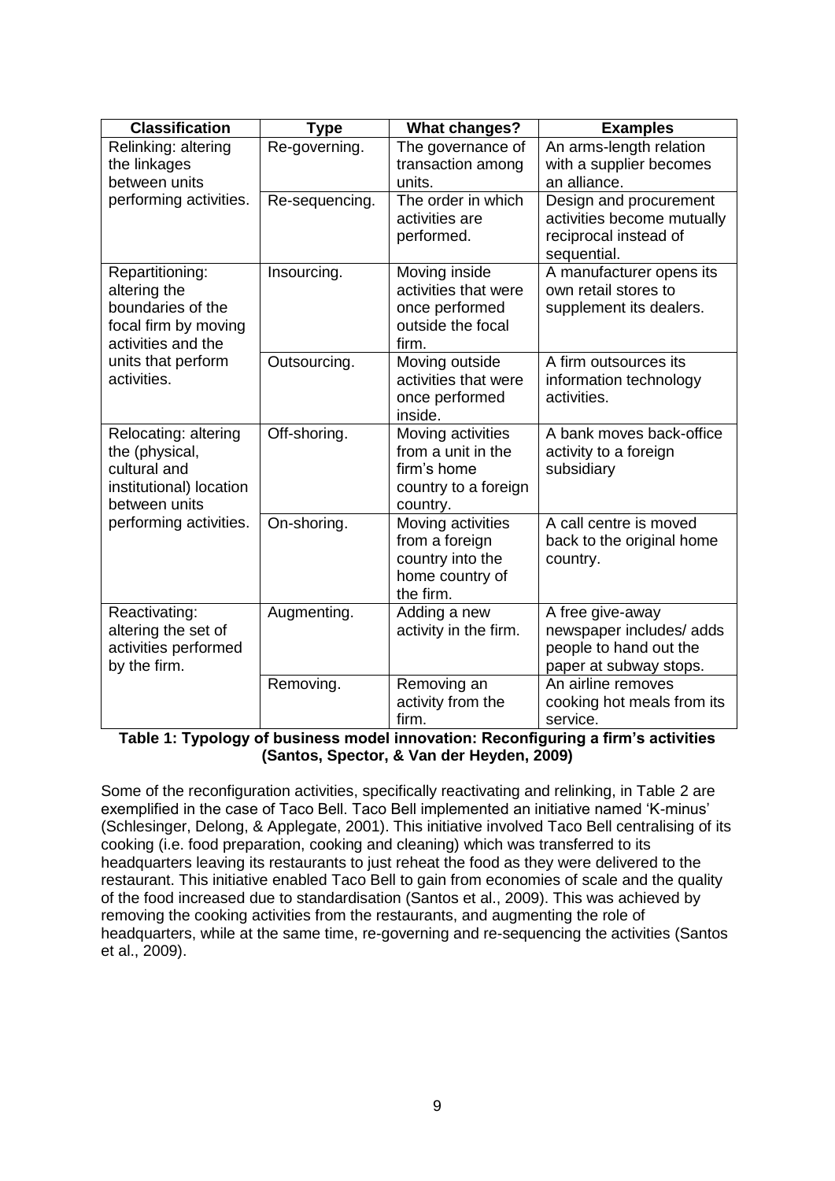| Classification | Type | What changes? | Examples |
|---|---|---|---|
| Relinking: altering the linkages between units performing activities. | Re-governing. | The governance of transaction among units. | An arms-length relation with a supplier becomes an alliance. |
| | Re-sequencing. | The order in which activities are performed. | Design and procurement activities become mutually reciprocal instead of sequential. |
| Repartitioning: altering the boundaries of the focal firm by moving activities and the units that perform activities. | Insourcing. | Moving inside activities that were once performed outside the focal firm. | A manufacturer opens its own retail stores to supplement its dealers. |
| | Outsourcing. | Moving outside activities that were once performed inside. | A firm outsources its information technology activities. |
| Relocating: altering the (physical, cultural and institutional) location between units performing activities. | Off-shoring. | Moving activities from a unit in the firm's home country to a foreign country. | A bank moves back-office activity to a foreign subsidiary |
| | On-shoring. | Moving activities from a foreign country into the home country of the firm. | A call centre is moved back to the original home country. |
| Reactivating: altering the set of activities performed by the firm. | Augmenting. | Adding a new activity in the firm. | A free give-away newspaper includes/ adds people to hand out the paper at subway stops. |
| | Removing. | Removing an activity from the firm. | An airline removes cooking hot meals from its service. |

**Table 1: Typology of business model innovation: Reconfiguring a firm's activities (Santos, Spector, & Van der Heyden, 2009)**

Some of the reconfiguration activities, specifically reactivating and relinking, in Table 2 are exemplified in the case of Taco Bell. Taco Bell implemented an initiative named 'K-minus' (Schlesinger, Delong, & Applegate, 2001). This initiative involved Taco Bell centralising of its cooking (i.e. food preparation, cooking and cleaning) which was transferred to its headquarters leaving its restaurants to just reheat the food as they were delivered to the restaurant. This initiative enabled Taco Bell to gain from economies of scale and the quality of the food increased due to standardisation (Santos et al., 2009). This was achieved by removing the cooking activities from the restaurants, and augmenting the role of headquarters, while at the same time, re-governing and re-sequencing the activities (Santos et al., 2009).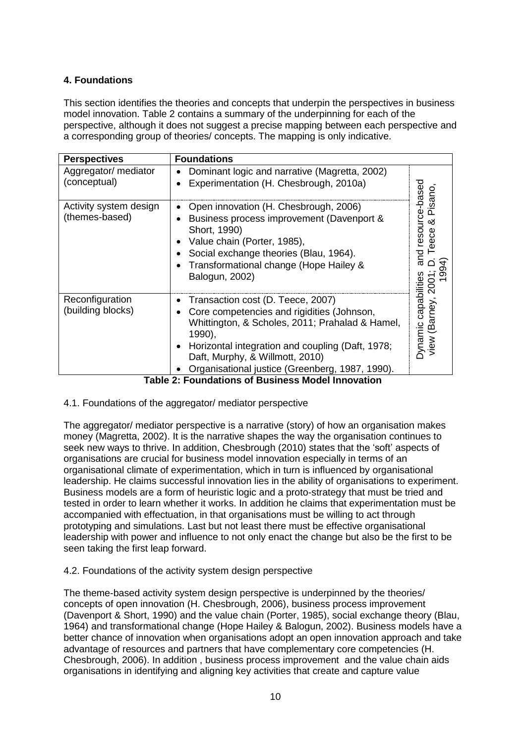### 4. Foundations

This section identifies the theories and concepts that underpin the perspectives in business model innovation. Table 2 contains a summary of the underpinning for each of the perspective, although it does not suggest a precise mapping between each perspective and a corresponding group of theories/ concepts. The mapping is only indicative.

| Perspectives | Foundations | |
|---|---|---|
| Aggregator/ mediator (conceptual) | • Dominant logic and narrative (Magretta, 2002)<br>• Experimentation (H. Chesbrough, 2010a) | Dynamic capabilities and resource-based view (Barney, 2001; D. Teece & Pisano, 1994) |
| Activity system design (themes-based) | • Open innovation (H. Chesbrough, 2006)<br>• Business process improvement (Davenport & Short, 1990)<br>• Value chain (Porter, 1985),<br>• Social exchange theories (Blau, 1964).<br>• Transformational change (Hope Hailey & Balogun, 2002) | |
| Reconfiguration (building blocks) | • Transaction cost (D. Teece, 2007)<br>• Core competencies and rigidities (Johnson, Whittington, & Scholes, 2011; Prahalad & Hamel, 1990),<br>• Horizontal integration and coupling (Daft, 1978; Daft, Murphy, & Willmott, 2010)<br>• Organisational justice (Greenberg, 1987, 1990). | |

**Table 2: Foundations of Business Model Innovation**

4.1. Foundations of the aggregator/ mediator perspective

The aggregator/ mediator perspective is a narrative (story) of how an organisation makes money (Magretta, 2002). It is the narrative shapes the way the organisation continues to seek new ways to thrive. In addition, Chesbrough (2010) states that the 'soft' aspects of organisations are crucial for business model innovation especially in terms of an organisational climate of experimentation, which in turn is influenced by organisational leadership. He claims successful innovation lies in the ability of organisations to experiment. Business models are a form of heuristic logic and a proto-strategy that must be tried and tested in order to learn whether it works. In addition he claims that experimentation must be accompanied with effectuation, in that organisations must be willing to act through prototyping and simulations. Last but not least there must be effective organisational leadership with power and influence to not only enact the change but also be the first to be seen taking the first leap forward.

4.2. Foundations of the activity system design perspective

The theme-based activity system design perspective is underpinned by the theories/ concepts of open innovation (H. Chesbrough, 2006), business process improvement (Davenport & Short, 1990) and the value chain (Porter, 1985), social exchange theory (Blau, 1964) and transformational change (Hope Hailey & Balogun, 2002). Business models have a better chance of innovation when organisations adopt an open innovation approach and take advantage of resources and partners that have complementary core competencies (H. Chesbrough, 2006). In addition , business process improvement and the value chain aids organisations in identifying and aligning key activities that create and capture value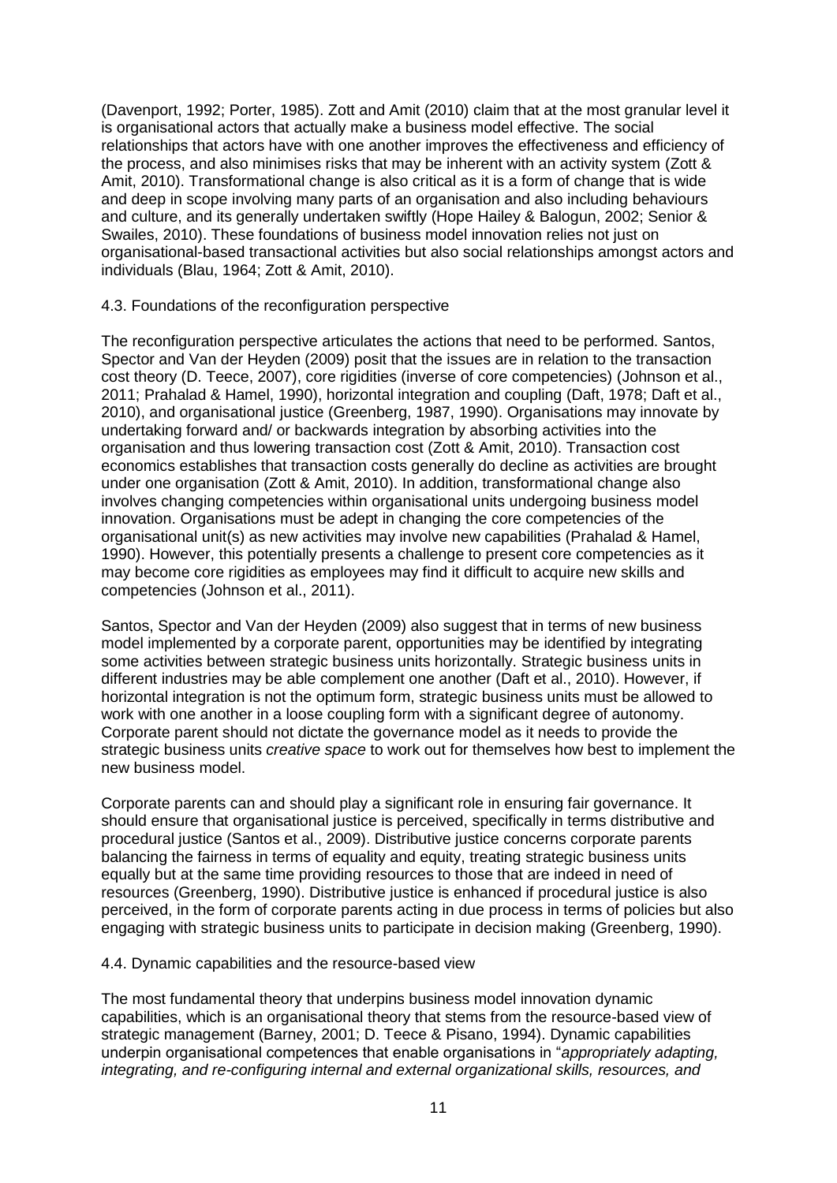(Davenport, 1992; Porter, 1985). Zott and Amit (2010) claim that at the most granular level it is organisational actors that actually make a business model effective. The social relationships that actors have with one another improves the effectiveness and efficiency of the process, and also minimises risks that may be inherent with an activity system (Zott & Amit, 2010). Transformational change is also critical as it is a form of change that is wide and deep in scope involving many parts of an organisation and also including behaviours and culture, and its generally undertaken swiftly (Hope Hailey & Balogun, 2002; Senior & Swailes, 2010). These foundations of business model innovation relies not just on organisational-based transactional activities but also social relationships amongst actors and individuals (Blau, 1964; Zott & Amit, 2010).

### 4.3. Foundations of the reconfiguration perspective

The reconfiguration perspective articulates the actions that need to be performed. Santos, Spector and Van der Heyden (2009) posit that the issues are in relation to the transaction cost theory (D. Teece, 2007), core rigidities (inverse of core competencies) (Johnson et al., 2011; Prahalad & Hamel, 1990), horizontal integration and coupling (Daft, 1978; Daft et al., 2010), and organisational justice (Greenberg, 1987, 1990). Organisations may innovate by undertaking forward and/ or backwards integration by absorbing activities into the organisation and thus lowering transaction cost (Zott & Amit, 2010). Transaction cost economics establishes that transaction costs generally do decline as activities are brought under one organisation (Zott & Amit, 2010). In addition, transformational change also involves changing competencies within organisational units undergoing business model innovation. Organisations must be adept in changing the core competencies of the organisational unit(s) as new activities may involve new capabilities (Prahalad & Hamel, 1990). However, this potentially presents a challenge to present core competencies as it may become core rigidities as employees may find it difficult to acquire new skills and competencies (Johnson et al., 2011).

Santos, Spector and Van der Heyden (2009) also suggest that in terms of new business model implemented by a corporate parent, opportunities may be identified by integrating some activities between strategic business units horizontally. Strategic business units in different industries may be able complement one another (Daft et al., 2010). However, if horizontal integration is not the optimum form, strategic business units must be allowed to work with one another in a loose coupling form with a significant degree of autonomy. Corporate parent should not dictate the governance model as it needs to provide the strategic business units *creative space* to work out for themselves how best to implement the new business model.

Corporate parents can and should play a significant role in ensuring fair governance. It should ensure that organisational justice is perceived, specifically in terms distributive and procedural justice (Santos et al., 2009). Distributive justice concerns corporate parents balancing the fairness in terms of equality and equity, treating strategic business units equally but at the same time providing resources to those that are indeed in need of resources (Greenberg, 1990). Distributive justice is enhanced if procedural justice is also perceived, in the form of corporate parents acting in due process in terms of policies but also engaging with strategic business units to participate in decision making (Greenberg, 1990).

### 4.4. Dynamic capabilities and the resource-based view

The most fundamental theory that underpins business model innovation dynamic capabilities, which is an organisational theory that stems from the resource-based view of strategic management (Barney, 2001; D. Teece & Pisano, 1994). Dynamic capabilities underpin organisational competences that enable organisations in "*appropriately adapting, integrating, and re-configuring internal and external organizational skills, resources, and*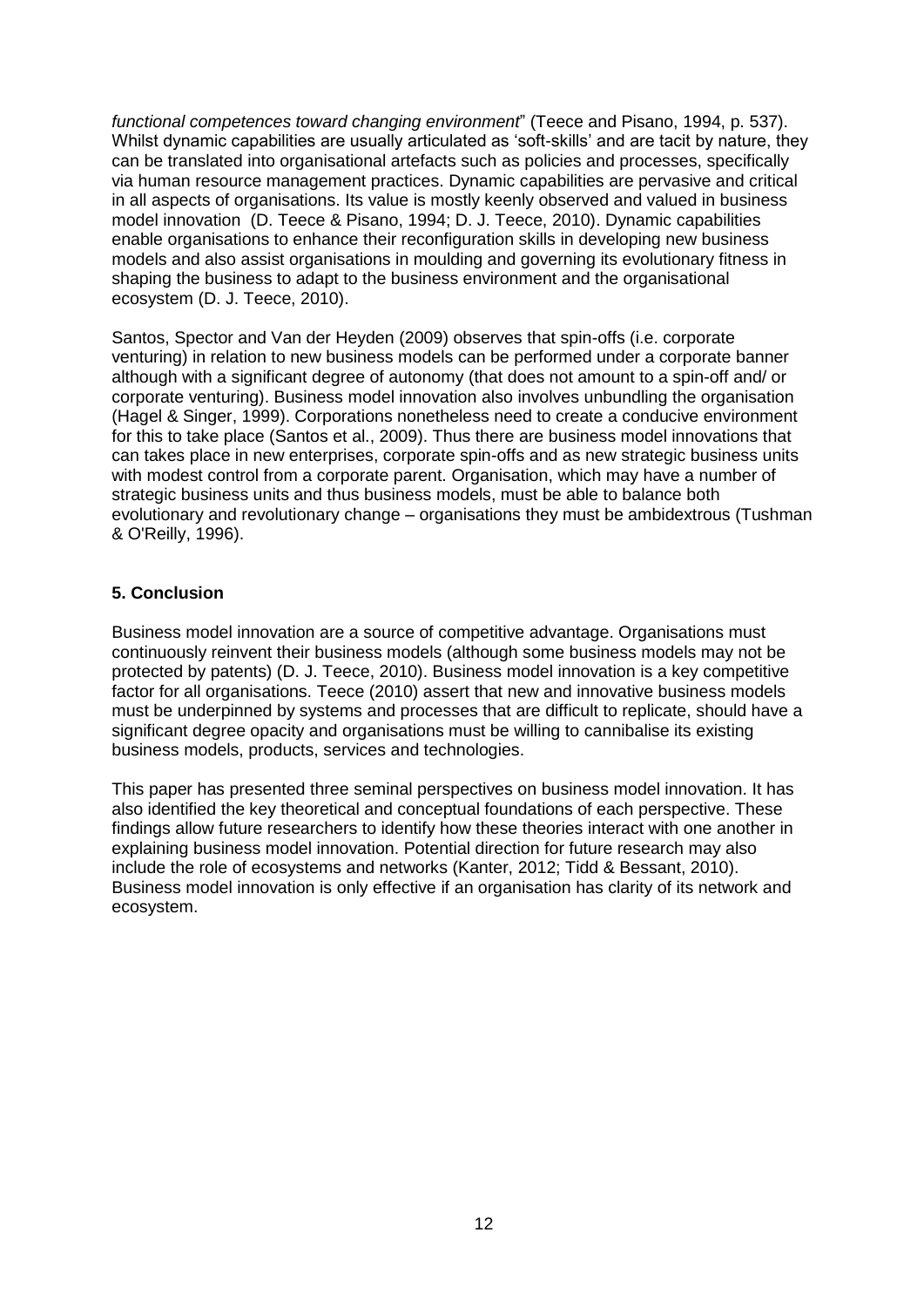*functional competences toward changing environment*" (Teece and Pisano, 1994, p. 537). Whilst dynamic capabilities are usually articulated as 'soft-skills' and are tacit by nature, they can be translated into organisational artefacts such as policies and processes, specifically via human resource management practices. Dynamic capabilities are pervasive and critical in all aspects of organisations. Its value is mostly keenly observed and valued in business model innovation (D. Teece & Pisano, 1994; D. J. Teece, 2010). Dynamic capabilities enable organisations to enhance their reconfiguration skills in developing new business models and also assist organisations in moulding and governing its evolutionary fitness in shaping the business to adapt to the business environment and the organisational ecosystem (D. J. Teece, 2010).

Santos, Spector and Van der Heyden (2009) observes that spin-offs (i.e. corporate venturing) in relation to new business models can be performed under a corporate banner although with a significant degree of autonomy (that does not amount to a spin-off and/ or corporate venturing). Business model innovation also involves unbundling the organisation (Hagel & Singer, 1999). Corporations nonetheless need to create a conducive environment for this to take place (Santos et al., 2009). Thus there are business model innovations that can takes place in new enterprises, corporate spin-offs and as new strategic business units with modest control from a corporate parent. Organisation, which may have a number of strategic business units and thus business models, must be able to balance both evolutionary and revolutionary change – organisations they must be ambidextrous (Tushman & O'Reilly, 1996).

## 5. Conclusion

Business model innovation are a source of competitive advantage. Organisations must continuously reinvent their business models (although some business models may not be protected by patents) (D. J. Teece, 2010). Business model innovation is a key competitive factor for all organisations. Teece (2010) assert that new and innovative business models must be underpinned by systems and processes that are difficult to replicate, should have a significant degree opacity and organisations must be willing to cannibalise its existing business models, products, services and technologies.

This paper has presented three seminal perspectives on business model innovation. It has also identified the key theoretical and conceptual foundations of each perspective. These findings allow future researchers to identify how these theories interact with one another in explaining business model innovation. Potential direction for future research may also include the role of ecosystems and networks (Kanter, 2012; Tidd & Bessant, 2010). Business model innovation is only effective if an organisation has clarity of its network and ecosystem.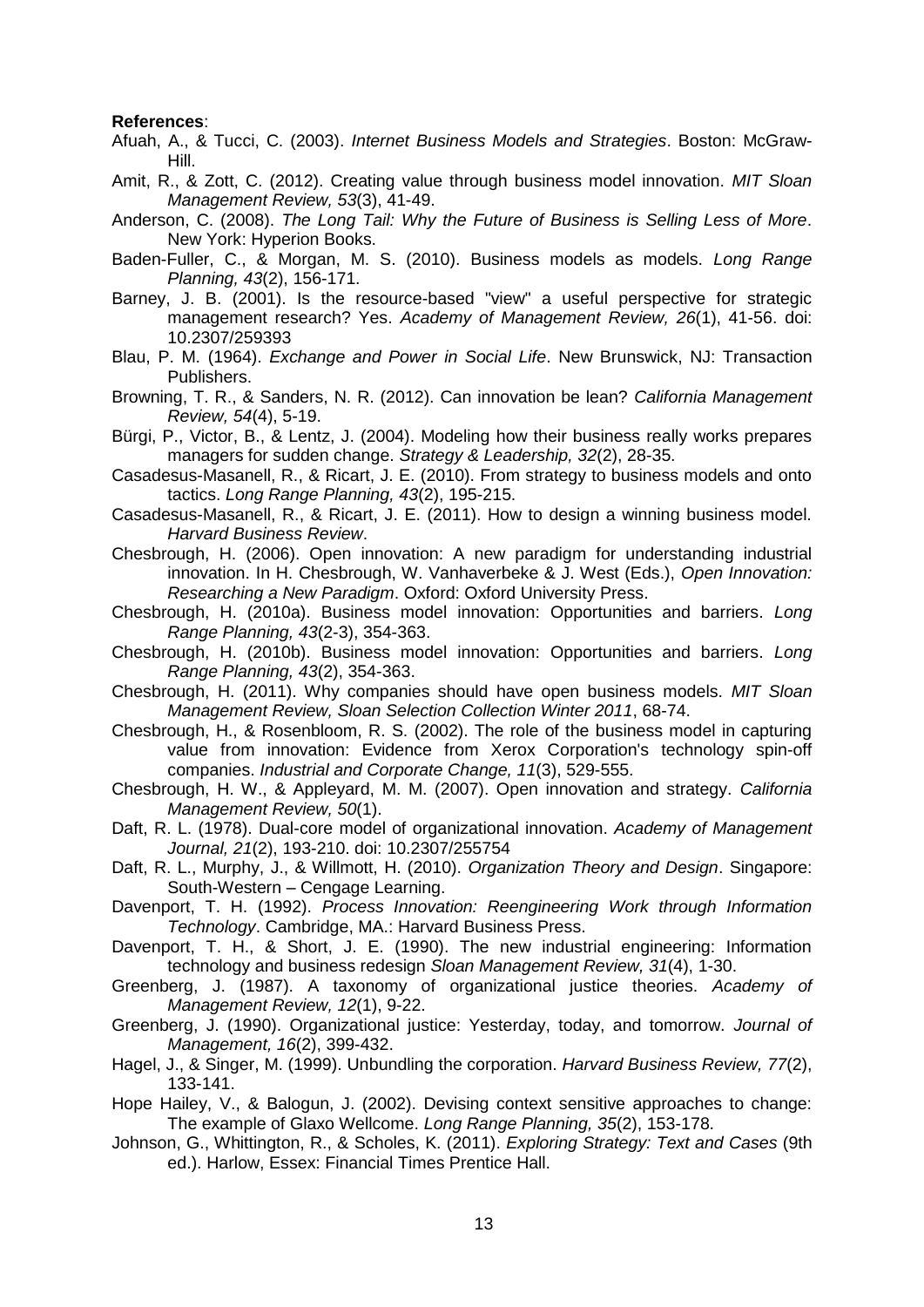**References**:

Afuah, A., & Tucci, C. (2003). *Internet Business Models and Strategies*. Boston: McGraw-Hill.

Amit, R., & Zott, C. (2012). Creating value through business model innovation. *MIT Sloan Management Review, 53*(3), 41-49.

Anderson, C. (2008). *The Long Tail: Why the Future of Business is Selling Less of More*. New York: Hyperion Books.

Baden-Fuller, C., & Morgan, M. S. (2010). Business models as models. *Long Range Planning, 43*(2), 156-171.

Barney, J. B. (2001). Is the resource-based "view" a useful perspective for strategic management research? Yes. *Academy of Management Review, 26*(1), 41-56. doi: 10.2307/259393

Blau, P. M. (1964). *Exchange and Power in Social Life*. New Brunswick, NJ: Transaction Publishers.

Browning, T. R., & Sanders, N. R. (2012). Can innovation be lean? *California Management Review, 54*(4), 5-19.

Bürgi, P., Victor, B., & Lentz, J. (2004). Modeling how their business really works prepares managers for sudden change. *Strategy & Leadership, 32*(2), 28-35.

Casadesus-Masanell, R., & Ricart, J. E. (2010). From strategy to business models and onto tactics. *Long Range Planning, 43*(2), 195-215.

Casadesus-Masanell, R., & Ricart, J. E. (2011). How to design a winning business model. *Harvard Business Review*.

Chesbrough, H. (2006). Open innovation: A new paradigm for understanding industrial innovation. In H. Chesbrough, W. Vanhaverbeke & J. West (Eds.), *Open Innovation: Researching a New Paradigm*. Oxford: Oxford University Press.

Chesbrough, H. (2010a). Business model innovation: Opportunities and barriers. *Long Range Planning, 43*(2-3), 354-363.

Chesbrough, H. (2010b). Business model innovation: Opportunities and barriers. *Long Range Planning, 43*(2), 354-363.

Chesbrough, H. (2011). Why companies should have open business models. *MIT Sloan Management Review, Sloan Selection Collection Winter 2011*, 68-74.

Chesbrough, H., & Rosenbloom, R. S. (2002). The role of the business model in capturing value from innovation: Evidence from Xerox Corporation's technology spin-off companies. *Industrial and Corporate Change, 11*(3), 529-555.

Chesbrough, H. W., & Appleyard, M. M. (2007). Open innovation and strategy. *California Management Review, 50*(1).

Daft, R. L. (1978). Dual-core model of organizational innovation. *Academy of Management Journal, 21*(2), 193-210. doi: 10.2307/255754

Daft, R. L., Murphy, J., & Willmott, H. (2010). *Organization Theory and Design*. Singapore: South-Western – Cengage Learning.

Davenport, T. H. (1992). *Process Innovation: Reengineering Work through Information Technology*. Cambridge, MA.: Harvard Business Press.

Davenport, T. H., & Short, J. E. (1990). The new industrial engineering: Information technology and business redesign *Sloan Management Review, 31*(4), 1-30.

Greenberg, J. (1987). A taxonomy of organizational justice theories. *Academy of Management Review, 12*(1), 9-22.

Greenberg, J. (1990). Organizational justice: Yesterday, today, and tomorrow. *Journal of Management, 16*(2), 399-432.

Hagel, J., & Singer, M. (1999). Unbundling the corporation. *Harvard Business Review, 77*(2), 133-141.

Hope Hailey, V., & Balogun, J. (2002). Devising context sensitive approaches to change: The example of Glaxo Wellcome. *Long Range Planning, 35*(2), 153-178.

Johnson, G., Whittington, R., & Scholes, K. (2011). *Exploring Strategy: Text and Cases* (9th ed.). Harlow, Essex: Financial Times Prentice Hall.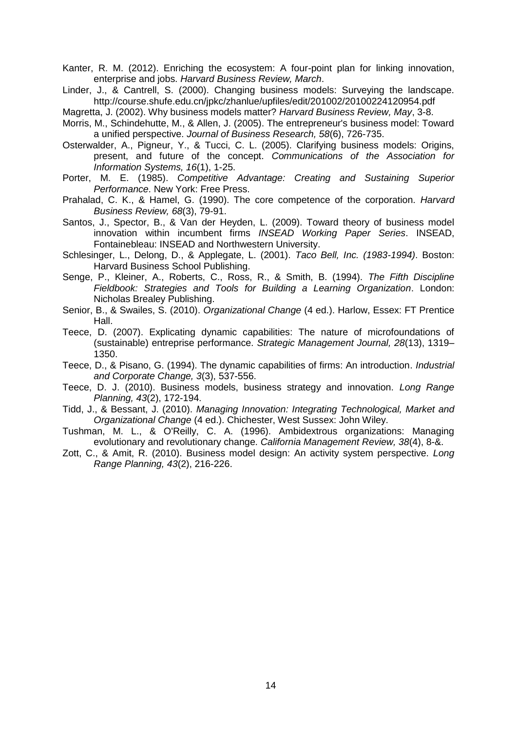Kanter, R. M. (2012). Enriching the ecosystem: A four-point plan for linking innovation, enterprise and jobs. *Harvard Business Review, March*.

Linder, J., & Cantrell, S. (2000). Changing business models: Surveying the landscape. http://course.shufe.edu.cn/jpkc/zhanlue/upfiles/edit/201002/20100224120954.pdf

Magretta, J. (2002). Why business models matter? *Harvard Business Review, May*, 3-8.

Morris, M., Schindehutte, M., & Allen, J. (2005). The entrepreneur's business model: Toward a unified perspective. *Journal of Business Research, 58*(6), 726-735.

Osterwalder, A., Pigneur, Y., & Tucci, C. L. (2005). Clarifying business models: Origins, present, and future of the concept. *Communications of the Association for Information Systems, 16*(1), 1-25.

Porter, M. E. (1985). *Competitive Advantage: Creating and Sustaining Superior Performance*. New York: Free Press.

Prahalad, C. K., & Hamel, G. (1990). The core competence of the corporation. *Harvard Business Review, 68*(3), 79-91.

Santos, J., Spector, B., & Van der Heyden, L. (2009). Toward theory of business model innovation within incumbent firms *INSEAD Working Paper Series*. INSEAD, Fontainebleau: INSEAD and Northwestern University.

Schlesinger, L., Delong, D., & Applegate, L. (2001). *Taco Bell, Inc. (1983-1994)*. Boston: Harvard Business School Publishing.

Senge, P., Kleiner, A., Roberts, C., Ross, R., & Smith, B. (1994). *The Fifth Discipline Fieldbook: Strategies and Tools for Building a Learning Organization*. London: Nicholas Brealey Publishing.

Senior, B., & Swailes, S. (2010). *Organizational Change* (4 ed.). Harlow, Essex: FT Prentice Hall.

Teece, D. (2007). Explicating dynamic capabilities: The nature of microfoundations of (sustainable) entreprise performance. *Strategic Management Journal, 28*(13), 1319–1350.

Teece, D., & Pisano, G. (1994). The dynamic capabilities of firms: An introduction. *Industrial and Corporate Change, 3*(3), 537-556.

Teece, D. J. (2010). Business models, business strategy and innovation. *Long Range Planning, 43*(2), 172-194.

Tidd, J., & Bessant, J. (2010). *Managing Innovation: Integrating Technological, Market and Organizational Change* (4 ed.). Chichester, West Sussex: John Wiley.

Tushman, M. L., & O'Reilly, C. A. (1996). Ambidextrous organizations: Managing evolutionary and revolutionary change. *California Management Review, 38*(4), 8-&.

Zott, C., & Amit, R. (2010). Business model design: An activity system perspective. *Long Range Planning, 43*(2), 216-226.